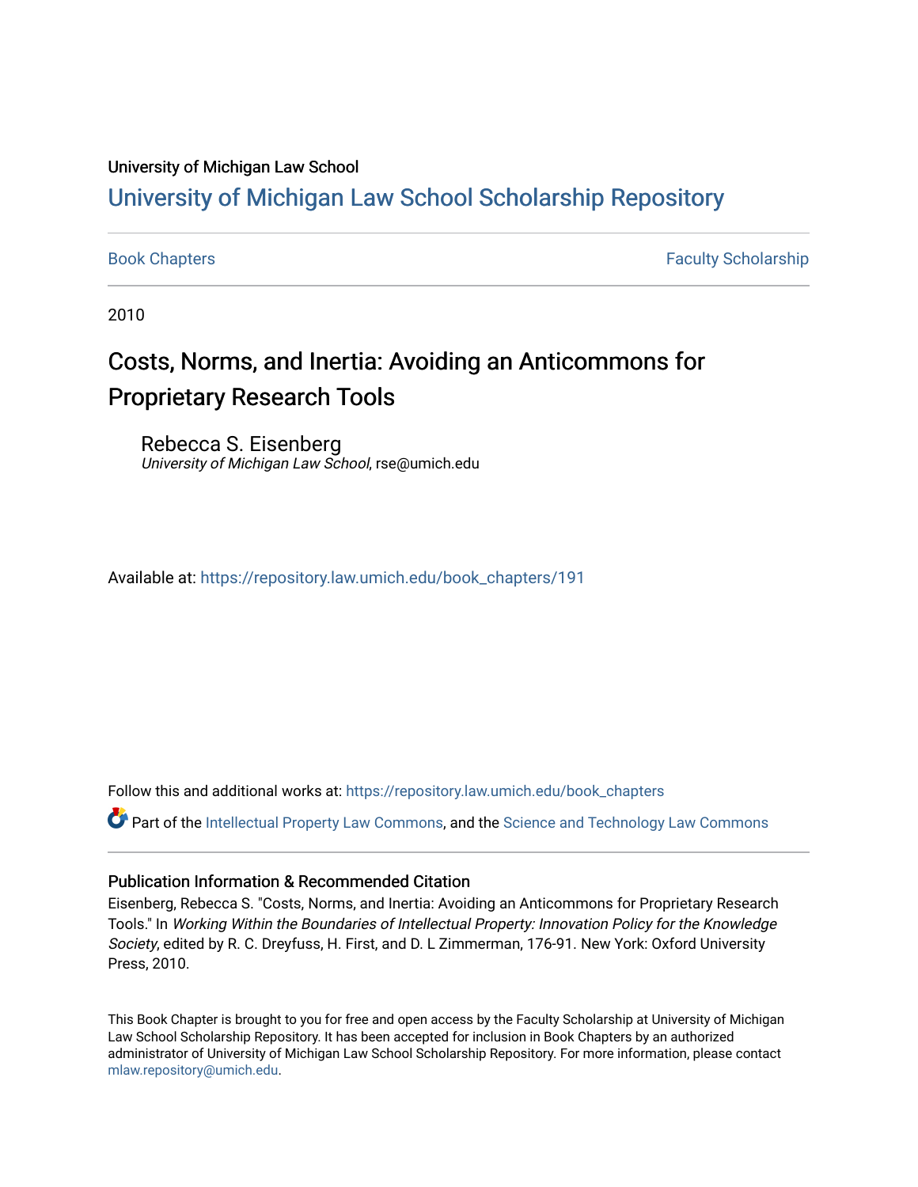University of Michigan Law School

# University of Michigan Law School Scholarship Repository

Book Chapters | Faculty Scholarship

2010

## Costs, Norms, and Inertia: Avoiding an Anticommons for Proprietary Research Tools

Rebecca S. Eisenberg
*University of Michigan Law School*, rse@umich.edu

Available at: https://repository.law.umich.edu/book_chapters/191

Follow this and additional works at: https://repository.law.umich.edu/book_chapters

Part of the Intellectual Property Law Commons, and the Science and Technology Law Commons

### Publication Information & Recommended Citation

Eisenberg, Rebecca S. "Costs, Norms, and Inertia: Avoiding an Anticommons for Proprietary Research Tools." In *Working Within the Boundaries of Intellectual Property: Innovation Policy for the Knowledge Society*, edited by R. C. Dreyfuss, H. First, and D. L Zimmerman, 176-91. New York: Oxford University Press, 2010.

This Book Chapter is brought to you for free and open access by the Faculty Scholarship at University of Michigan Law School Scholarship Repository. It has been accepted for inclusion in Book Chapters by an authorized administrator of University of Michigan Law School Scholarship Repository. For more information, please contact mlaw.repository@umich.edu.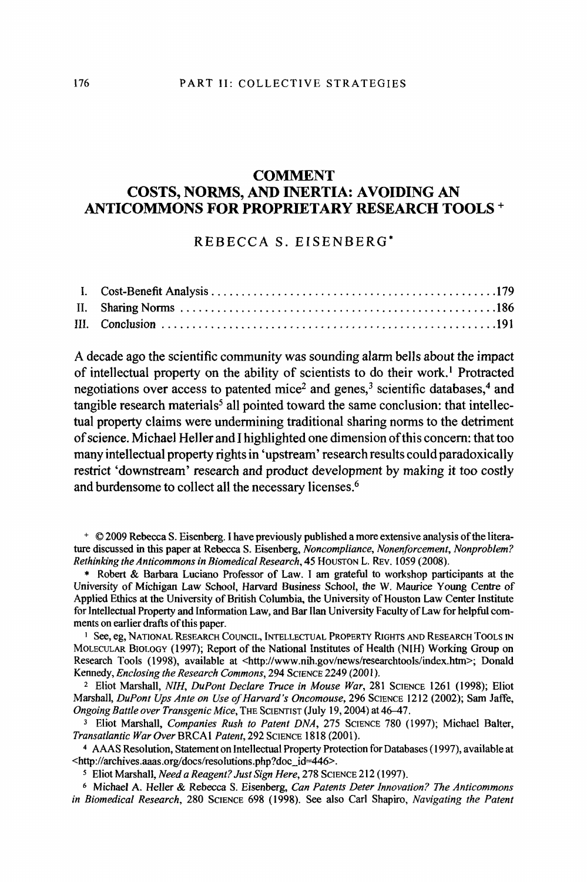# COMMENT
# COSTS, NORMS, AND INERTIA: AVOIDING AN ANTICOMMONS FOR PROPRIETARY RESEARCH TOOLS [+]

REBECCA S. EISENBERG[*]

| | | |
|---|---|---|
| I. | Cost-Benefit Analysis | 179 |
| II. | Sharing Norms | 186 |
| III. | Conclusion | 191 |

A decade ago the scientific community was sounding alarm bells about the impact of intellectual property on the ability of scientists to do their work.[1] Protracted negotiations over access to patented mice[2] and genes,[3] scientific databases,[4] and tangible research materials[5] all pointed toward the same conclusion: that intellectual property claims were undermining traditional sharing norms to the detriment of science. Michael Heller and I highlighted one dimension of this concern: that too many intellectual property rights in 'upstream' research results could paradoxically restrict 'downstream' research and product development by making it too costly and burdensome to collect all the necessary licenses.[6]

---

[+] © 2009 Rebecca S. Eisenberg. I have previously published a more extensive analysis of the literature discussed in this paper at Rebecca S. Eisenberg, *Noncompliance, Nonenforcement, Nonproblem? Rethinking the Anticommons in Biomedical Research*, 45 HOUSTON L. REV. 1059 (2008).

[*] Robert & Barbara Luciano Professor of Law. I am grateful to workshop participants at the University of Michigan Law School, Harvard Business School, the W. Maurice Young Centre of Applied Ethics at the University of British Columbia, the University of Houston Law Center Institute for Intellectual Property and Information Law, and Bar Ilan University Faculty of Law for helpful comments on earlier drafts of this paper.

[1] See, eg, NATIONAL RESEARCH COUNCIL, INTELLECTUAL PROPERTY RIGHTS AND RESEARCH TOOLS IN MOLECULAR BIOLOGY (1997); Report of the National Institutes of Health (NIH) Working Group on Research Tools (1998), available at <http://www.nih.gov/news/researchtools/index.htm>; Donald Kennedy, *Enclosing the Research Commons*, 294 SCIENCE 2249 (2001).

[2] Eliot Marshall, *NIH, DuPont Declare Truce in Mouse War*, 281 SCIENCE 1261 (1998); Eliot Marshall, *DuPont Ups Ante on Use of Harvard's Oncomouse*, 296 SCIENCE 1212 (2002); Sam Jaffe, *Ongoing Battle over Transgenic Mice*, THE SCIENTIST (July 19, 2004) at 46–47.

[3] Eliot Marshall, *Companies Rush to Patent DNA*, 275 SCIENCE 780 (1997); Michael Balter, *Transatlantic War Over* BRCA1 *Patent*, 292 SCIENCE 1818 (2001).

[4] AAAS Resolution, Statement on Intellectual Property Protection for Databases (1997), available at <http://archives.aaas.org/docs/resolutions.php?doc_id=446>.

[5] Eliot Marshall, *Need a Reagent? Just Sign Here*, 278 SCIENCE 212 (1997).

[6] Michael A. Heller & Rebecca S. Eisenberg, *Can Patents Deter Innovation? The Anticommons in Biomedical Research*, 280 SCIENCE 698 (1998). See also Carl Shapiro, *Navigating the Patent*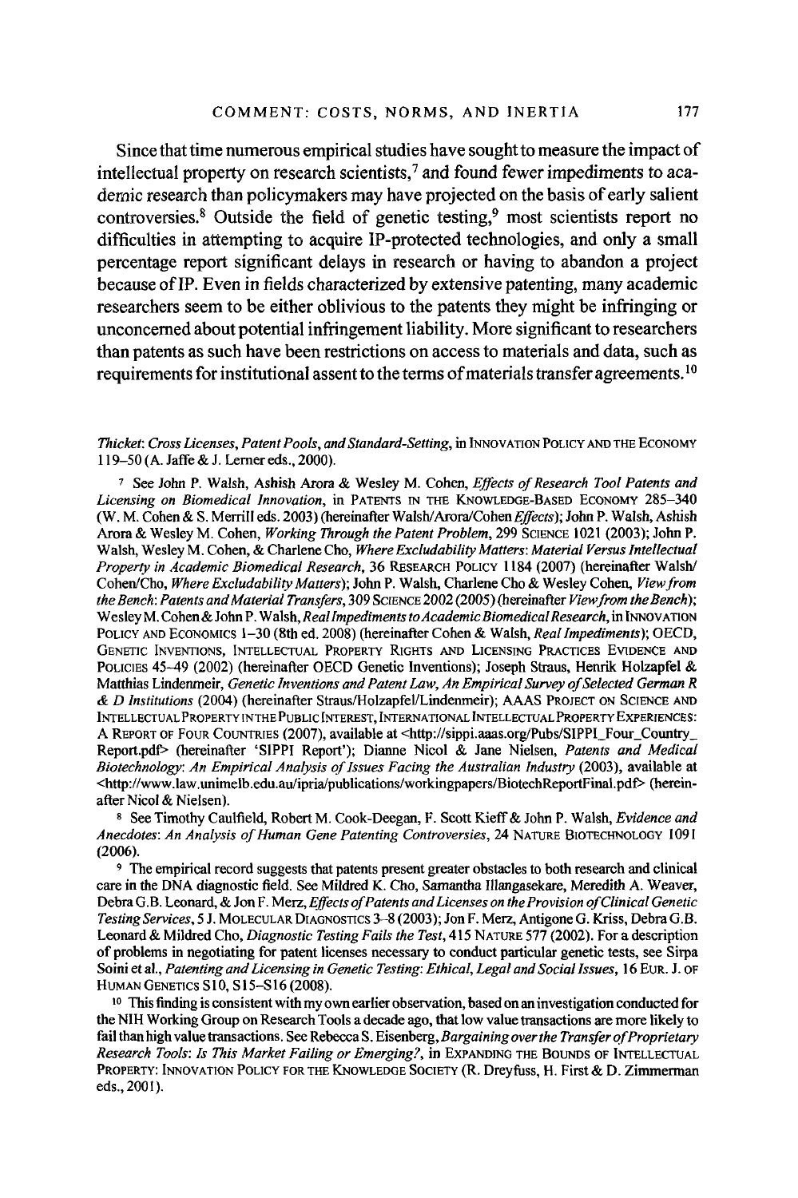Since that time numerous empirical studies have sought to measure the impact of intellectual property on research scientists,[7] and found fewer impediments to academic research than policymakers may have projected on the basis of early salient controversies.[8] Outside the field of genetic testing,[9] most scientists report no difficulties in attempting to acquire IP-protected technologies, and only a small percentage report significant delays in research or having to abandon a project because of IP. Even in fields characterized by extensive patenting, many academic researchers seem to be either oblivious to the patents they might be infringing or unconcerned about potential infringement liability. More significant to researchers than patents as such have been restrictions on access to materials and data, such as requirements for institutional assent to the terms of materials transfer agreements.[10]

---

*Thicket: Cross Licenses, Patent Pools, and Standard-Setting*, in INNOVATION POLICY AND THE ECONOMY 119–50 (A. Jaffe & J. Lerner eds., 2000).

[7] See John P. Walsh, Ashish Arora & Wesley M. Cohen, *Effects of Research Tool Patents and Licensing on Biomedical Innovation*, in PATENTS IN THE KNOWLEDGE-BASED ECONOMY 285–340 (W. M. Cohen & S. Merrill eds. 2003) (hereinafter Walsh/Arora/Cohen *Effects*); John P. Walsh, Ashish Arora & Wesley M. Cohen, *Working Through the Patent Problem*, 299 SCIENCE 1021 (2003); John P. Walsh, Wesley M. Cohen, & Charlene Cho, *Where Excludability Matters: Material Versus Intellectual Property in Academic Biomedical Research*, 36 RESEARCH POLICY 1184 (2007) (hereinafter Walsh/Cohen/Cho, *Where Excludability Matters*); John P. Walsh, Charlene Cho & Wesley Cohen, *View from the Bench: Patents and Material Transfers*, 309 SCIENCE 2002 (2005) (hereinafter *View from the Bench*); Wesley M. Cohen & John P. Walsh, *Real Impediments to Academic Biomedical Research*, in INNOVATION POLICY AND ECONOMICS 1–30 (8th ed. 2008) (hereinafter Cohen & Walsh, *Real Impediments*); OECD, GENETIC INVENTIONS, INTELLECTUAL PROPERTY RIGHTS AND LICENSING PRACTICES EVIDENCE AND POLICIES 45–49 (2002) (hereinafter OECD Genetic Inventions); Joseph Straus, Henrik Holzapfel & Matthias Lindenmeir, *Genetic Inventions and Patent Law, An Empirical Survey of Selected German R & D Institutions* (2004) (hereinafter Straus/Holzapfel/Lindenmeir); AAAS PROJECT ON SCIENCE AND INTELLECTUAL PROPERTY IN THE PUBLIC INTEREST, INTERNATIONAL INTELLECTUAL PROPERTY EXPERIENCES: A REPORT OF FOUR COUNTRIES (2007), available at <http://sippi.aaas.org/Pubs/SIPPI_Four_Country_Report.pdf> (hereinafter 'SIPPI Report'); Dianne Nicol & Jane Nielsen, *Patents and Medical Biotechnology: An Empirical Analysis of Issues Facing the Australian Industry* (2003), available at <http://www.law.unimelb.edu.au/ipria/publications/workingpapers/BiotechReportFinal.pdf> (hereinafter Nicol & Nielsen).

[8] See Timothy Caulfield, Robert M. Cook-Deegan, F. Scott Kieff & John P. Walsh, *Evidence and Anecdotes: An Analysis of Human Gene Patenting Controversies*, 24 NATURE BIOTECHNOLOGY 1091 (2006).

[9] The empirical record suggests that patents present greater obstacles to both research and clinical care in the DNA diagnostic field. See Mildred K. Cho, Samantha Illangasekare, Meredith A. Weaver, Debra G.B. Leonard, & Jon F. Merz, *Effects of Patents and Licenses on the Provision of Clinical Genetic Testing Services*, 5 J. MOLECULAR DIAGNOSTICS 3–8 (2003); Jon F. Merz, Antigone G. Kriss, Debra G.B. Leonard & Mildred Cho, *Diagnostic Testing Fails the Test*, 415 NATURE 577 (2002). For a description of problems in negotiating for patent licenses necessary to conduct particular genetic tests, see Sirpa Soini et al., *Patenting and Licensing in Genetic Testing: Ethical, Legal and Social Issues*, 16 EUR. J. OF HUMAN GENETICS S10, S15–S16 (2008).

[10] This finding is consistent with my own earlier observation, based on an investigation conducted for the NIH Working Group on Research Tools a decade ago, that low value transactions are more likely to fail than high value transactions. See Rebecca S. Eisenberg, *Bargaining over the Transfer of Proprietary Research Tools: Is This Market Failing or Emerging?*, in EXPANDING THE BOUNDS OF INTELLECTUAL PROPERTY: INNOVATION POLICY FOR THE KNOWLEDGE SOCIETY (R. Dreyfuss, H. First & D. Zimmerman eds., 2001).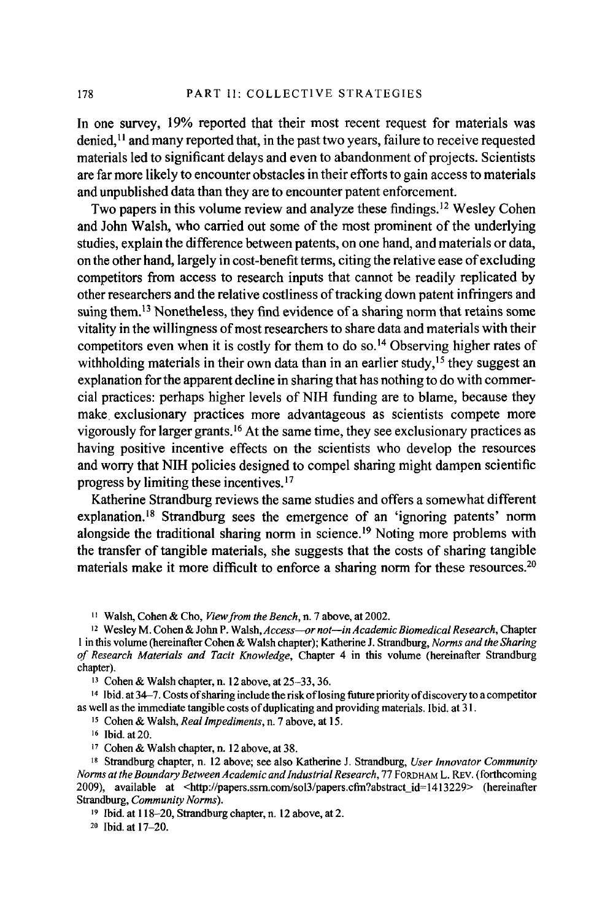In one survey, 19% reported that their most recent request for materials was denied,[11] and many reported that, in the past two years, failure to receive requested materials led to significant delays and even to abandonment of projects. Scientists are far more likely to encounter obstacles in their efforts to gain access to materials and unpublished data than they are to encounter patent enforcement.

Two papers in this volume review and analyze these findings.[12] Wesley Cohen and John Walsh, who carried out some of the most prominent of the underlying studies, explain the difference between patents, on one hand, and materials or data, on the other hand, largely in cost-benefit terms, citing the relative ease of excluding competitors from access to research inputs that cannot be readily replicated by other researchers and the relative costliness of tracking down patent infringers and suing them.[13] Nonetheless, they find evidence of a sharing norm that retains some vitality in the willingness of most researchers to share data and materials with their competitors even when it is costly for them to do so.[14] Observing higher rates of withholding materials in their own data than in an earlier study,[15] they suggest an explanation for the apparent decline in sharing that has nothing to do with commercial practices: perhaps higher levels of NIH funding are to blame, because they make exclusionary practices more advantageous as scientists compete more vigorously for larger grants.[16] At the same time, they see exclusionary practices as having positive incentive effects on the scientists who develop the resources and worry that NIH policies designed to compel sharing might dampen scientific progress by limiting these incentives.[17]

Katherine Strandburg reviews the same studies and offers a somewhat different explanation.[18] Strandburg sees the emergence of an 'ignoring patents' norm alongside the traditional sharing norm in science.[19] Noting more problems with the transfer of tangible materials, she suggests that the costs of sharing tangible materials make it more difficult to enforce a sharing norm for these resources.[20]

---

[11] Walsh, Cohen & Cho, *View from the Bench*, n. 7 above, at 2002.

[12] Wesley M. Cohen & John P. Walsh, *Access—or not—in Academic Biomedical Research*, Chapter 1 in this volume (hereinafter Cohen & Walsh chapter); Katherine J. Strandburg, *Norms and the Sharing of Research Materials and Tacit Knowledge*, Chapter 4 in this volume (hereinafter Strandburg chapter).

[13] Cohen & Walsh chapter, n. 12 above, at 25–33, 36.

[14] Ibid. at 34–7. Costs of sharing include the risk of losing future priority of discovery to a competitor as well as the immediate tangible costs of duplicating and providing materials. Ibid. at 31.

[15] Cohen & Walsh, *Real Impediments*, n. 7 above, at 15.

[16] Ibid. at 20.

[17] Cohen & Walsh chapter, n. 12 above, at 38.

[18] Strandburg chapter, n. 12 above; see also Katherine J. Strandburg, *User Innovator Community Norms at the Boundary Between Academic and Industrial Research*, 77 FORDHAM L. REV. (forthcoming 2009), available at <http://papers.ssrn.com/sol3/papers.cfm?abstract_id=1413229> (hereinafter Strandburg, *Community Norms*).

[19] Ibid. at 118–20, Strandburg chapter, n. 12 above, at 2.

[20] Ibid. at 17–20.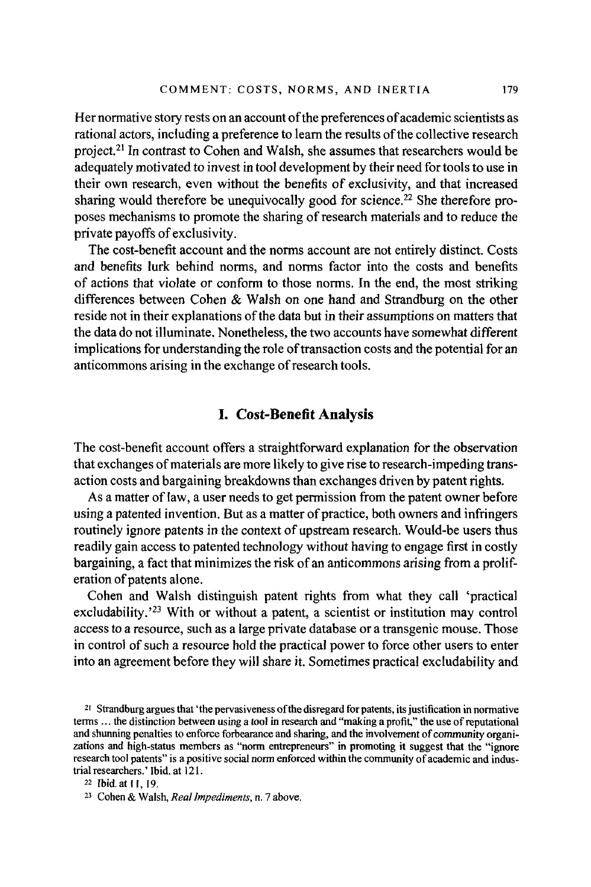Her normative story rests on an account of the preferences of academic scientists as rational actors, including a preference to learn the results of the collective research project.[21] In contrast to Cohen and Walsh, she assumes that researchers would be adequately motivated to invest in tool development by their need for tools to use in their own research, even without the benefits of exclusivity, and that increased sharing would therefore be unequivocally good for science.[22] She therefore proposes mechanisms to promote the sharing of research materials and to reduce the private payoffs of exclusivity.

The cost-benefit account and the norms account are not entirely distinct. Costs and benefits lurk behind norms, and norms factor into the costs and benefits of actions that violate or conform to those norms. In the end, the most striking differences between Cohen & Walsh on one hand and Strandburg on the other reside not in their explanations of the data but in their assumptions on matters that the data do not illuminate. Nonetheless, the two accounts have somewhat different implications for understanding the role of transaction costs and the potential for an anticommons arising in the exchange of research tools.

## I. Cost-Benefit Analysis

The cost-benefit account offers a straightforward explanation for the observation that exchanges of materials are more likely to give rise to research-impeding transaction costs and bargaining breakdowns than exchanges driven by patent rights.

As a matter of law, a user needs to get permission from the patent owner before using a patented invention. But as a matter of practice, both owners and infringers routinely ignore patents in the context of upstream research. Would-be users thus readily gain access to patented technology without having to engage first in costly bargaining, a fact that minimizes the risk of an anticommons arising from a proliferation of patents alone.

Cohen and Walsh distinguish patent rights from what they call 'practical excludability.'[23] With or without a patent, a scientist or institution may control access to a resource, such as a large private database or a transgenic mouse. Those in control of such a resource hold the practical power to force other users to enter into an agreement before they will share it. Sometimes practical excludability and

---

[21] Strandburg argues that 'the pervasiveness of the disregard for patents, its justification in normative terms ... the distinction between using a tool in research and "making a profit," the use of reputational and shunning penalties to enforce forbearance and sharing, and the involvement of community organizations and high-status members as "norm entrepreneurs" in promoting it suggest that the "ignore research tool patents" is a positive social norm enforced within the community of academic and industrial researchers.' Ibid. at 121.

[22] Ibid. at 11, 19.

[23] Cohen & Walsh, *Real Impediments*, n. 7 above.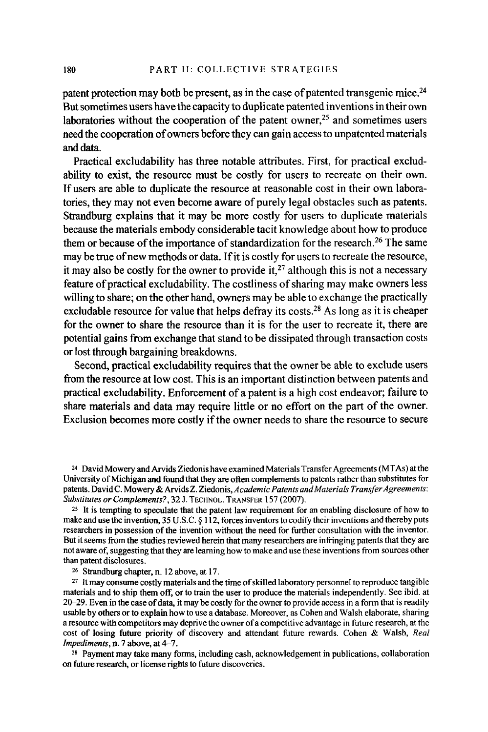patent protection may both be present, as in the case of patented transgenic mice.[24] But sometimes users have the capacity to duplicate patented inventions in their own laboratories without the cooperation of the patent owner,[25] and sometimes users need the cooperation of owners before they can gain access to unpatented materials and data.

Practical excludability has three notable attributes. First, for practical excludability to exist, the resource must be costly for users to recreate on their own. If users are able to duplicate the resource at reasonable cost in their own laboratories, they may not even become aware of purely legal obstacles such as patents. Strandburg explains that it may be more costly for users to duplicate materials because the materials embody considerable tacit knowledge about how to produce them or because of the importance of standardization for the research.[26] The same may be true of new methods or data. If it is costly for users to recreate the resource, it may also be costly for the owner to provide it,[27] although this is not a necessary feature of practical excludability. The costliness of sharing may make owners less willing to share; on the other hand, owners may be able to exchange the practically excludable resource for value that helps defray its costs.[28] As long as it is cheaper for the owner to share the resource than it is for the user to recreate it, there are potential gains from exchange that stand to be dissipated through transaction costs or lost through bargaining breakdowns.

Second, practical excludability requires that the owner be able to exclude users from the resource at low cost. This is an important distinction between patents and practical excludability. Enforcement of a patent is a high cost endeavor; failure to share materials and data may require little or no effort on the part of the owner. Exclusion becomes more costly if the owner needs to share the resource to secure

[24] David Mowery and Arvids Ziedonis have examined Materials Transfer Agreements (MTAs) at the University of Michigan and found that they are often complements to patents rather than substitutes for patents. David C. Mowery & Arvids Z. Ziedonis, *Academic Patents and Materials Transfer Agreements: Substitutes or Complements?*, 32 J. Technol. Transfer 157 (2007).

[25] It is tempting to speculate that the patent law requirement for an enabling disclosure of how to make and use the invention, 35 U.S.C. § 112, forces inventors to codify their inventions and thereby puts researchers in possession of the invention without the need for further consultation with the inventor. But it seems from the studies reviewed herein that many researchers are infringing patents that they are not aware of, suggesting that they are learning how to make and use these inventions from sources other than patent disclosures.

[26] Strandburg chapter, n. 12 above, at 17.

[27] It may consume costly materials and the time of skilled laboratory personnel to reproduce tangible materials and to ship them off, or to train the user to produce the materials independently. See ibid. at 20–29. Even in the case of data, it may be costly for the owner to provide access in a form that is readily usable by others or to explain how to use a database. Moreover, as Cohen and Walsh elaborate, sharing a resource with competitors may deprive the owner of a competitive advantage in future research, at the cost of losing future priority of discovery and attendant future rewards. Cohen & Walsh, *Real Impediments*, n. 7 above, at 4–7.

[28] Payment may take many forms, including cash, acknowledgement in publications, collaboration on future research, or license rights to future discoveries.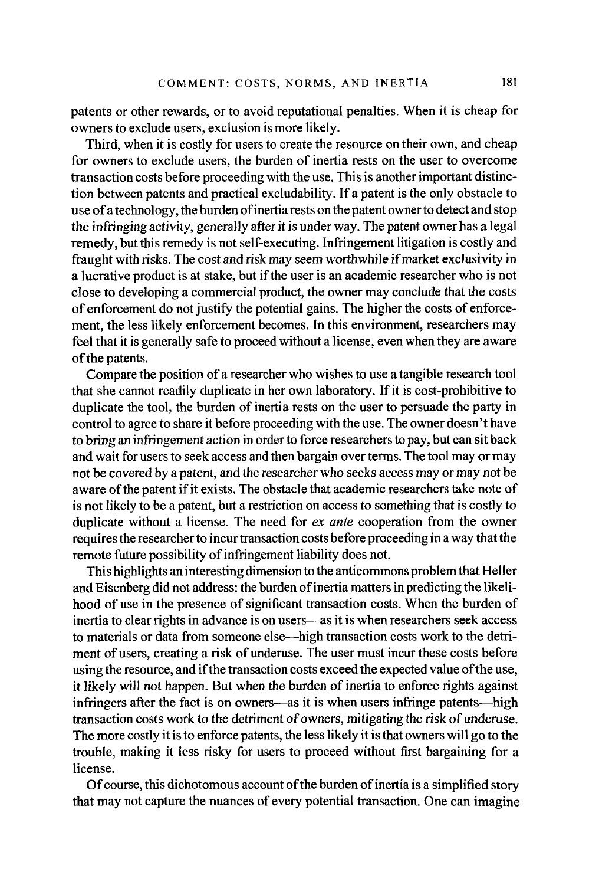patents or other rewards, or to avoid reputational penalties. When it is cheap for owners to exclude users, exclusion is more likely.

Third, when it is costly for users to create the resource on their own, and cheap for owners to exclude users, the burden of inertia rests on the user to overcome transaction costs before proceeding with the use. This is another important distinction between patents and practical excludability. If a patent is the only obstacle to use of a technology, the burden of inertia rests on the patent owner to detect and stop the infringing activity, generally after it is under way. The patent owner has a legal remedy, but this remedy is not self-executing. Infringement litigation is costly and fraught with risks. The cost and risk may seem worthwhile if market exclusivity in a lucrative product is at stake, but if the user is an academic researcher who is not close to developing a commercial product, the owner may conclude that the costs of enforcement do not justify the potential gains. The higher the costs of enforcement, the less likely enforcement becomes. In this environment, researchers may feel that it is generally safe to proceed without a license, even when they are aware of the patents.

Compare the position of a researcher who wishes to use a tangible research tool that she cannot readily duplicate in her own laboratory. If it is cost-prohibitive to duplicate the tool, the burden of inertia rests on the user to persuade the party in control to agree to share it before proceeding with the use. The owner doesn't have to bring an infringement action in order to force researchers to pay, but can sit back and wait for users to seek access and then bargain over terms. The tool may or may not be covered by a patent, and the researcher who seeks access may or may not be aware of the patent if it exists. The obstacle that academic researchers take note of is not likely to be a patent, but a restriction on access to something that is costly to duplicate without a license. The need for *ex ante* cooperation from the owner requires the researcher to incur transaction costs before proceeding in a way that the remote future possibility of infringement liability does not.

This highlights an interesting dimension to the anticommons problem that Heller and Eisenberg did not address: the burden of inertia matters in predicting the likelihood of use in the presence of significant transaction costs. When the burden of inertia to clear rights in advance is on users—as it is when researchers seek access to materials or data from someone else—high transaction costs work to the detriment of users, creating a risk of underuse. The user must incur these costs before using the resource, and if the transaction costs exceed the expected value of the use, it likely will not happen. But when the burden of inertia to enforce rights against infringers after the fact is on owners—as it is when users infringe patents—high transaction costs work to the detriment of owners, mitigating the risk of underuse. The more costly it is to enforce patents, the less likely it is that owners will go to the trouble, making it less risky for users to proceed without first bargaining for a license.

Of course, this dichotomous account of the burden of inertia is a simplified story that may not capture the nuances of every potential transaction. One can imagine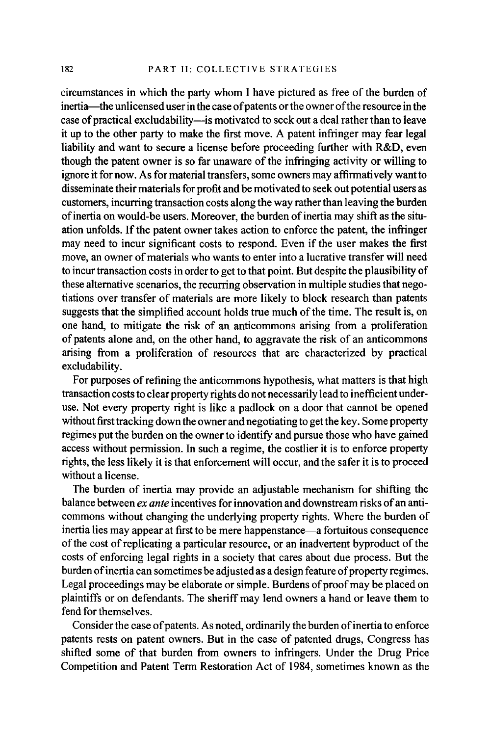circumstances in which the party whom I have pictured as free of the burden of inertia—the unlicensed user in the case of patents or the owner of the resource in the case of practical excludability—is motivated to seek out a deal rather than to leave it up to the other party to make the first move. A patent infringer may fear legal liability and want to secure a license before proceeding further with R&D, even though the patent owner is so far unaware of the infringing activity or willing to ignore it for now. As for material transfers, some owners may affirmatively want to disseminate their materials for profit and be motivated to seek out potential users as customers, incurring transaction costs along the way rather than leaving the burden of inertia on would-be users. Moreover, the burden of inertia may shift as the situation unfolds. If the patent owner takes action to enforce the patent, the infringer may need to incur significant costs to respond. Even if the user makes the first move, an owner of materials who wants to enter into a lucrative transfer will need to incur transaction costs in order to get to that point. But despite the plausibility of these alternative scenarios, the recurring observation in multiple studies that negotiations over transfer of materials are more likely to block research than patents suggests that the simplified account holds true much of the time. The result is, on one hand, to mitigate the risk of an anticommons arising from a proliferation of patents alone and, on the other hand, to aggravate the risk of an anticommons arising from a proliferation of resources that are characterized by practical excludability.

For purposes of refining the anticommons hypothesis, what matters is that high transaction costs to clear property rights do not necessarily lead to inefficient underuse. Not every property right is like a padlock on a door that cannot be opened without first tracking down the owner and negotiating to get the key. Some property regimes put the burden on the owner to identify and pursue those who have gained access without permission. In such a regime, the costlier it is to enforce property rights, the less likely it is that enforcement will occur, and the safer it is to proceed without a license.

The burden of inertia may provide an adjustable mechanism for shifting the balance between *ex ante* incentives for innovation and downstream risks of an anticommons without changing the underlying property rights. Where the burden of inertia lies may appear at first to be mere happenstance—a fortuitous consequence of the cost of replicating a particular resource, or an inadvertent byproduct of the costs of enforcing legal rights in a society that cares about due process. But the burden of inertia can sometimes be adjusted as a design feature of property regimes. Legal proceedings may be elaborate or simple. Burdens of proof may be placed on plaintiffs or on defendants. The sheriff may lend owners a hand or leave them to fend for themselves.

Consider the case of patents. As noted, ordinarily the burden of inertia to enforce patents rests on patent owners. But in the case of patented drugs, Congress has shifted some of that burden from owners to infringers. Under the Drug Price Competition and Patent Term Restoration Act of 1984, sometimes known as the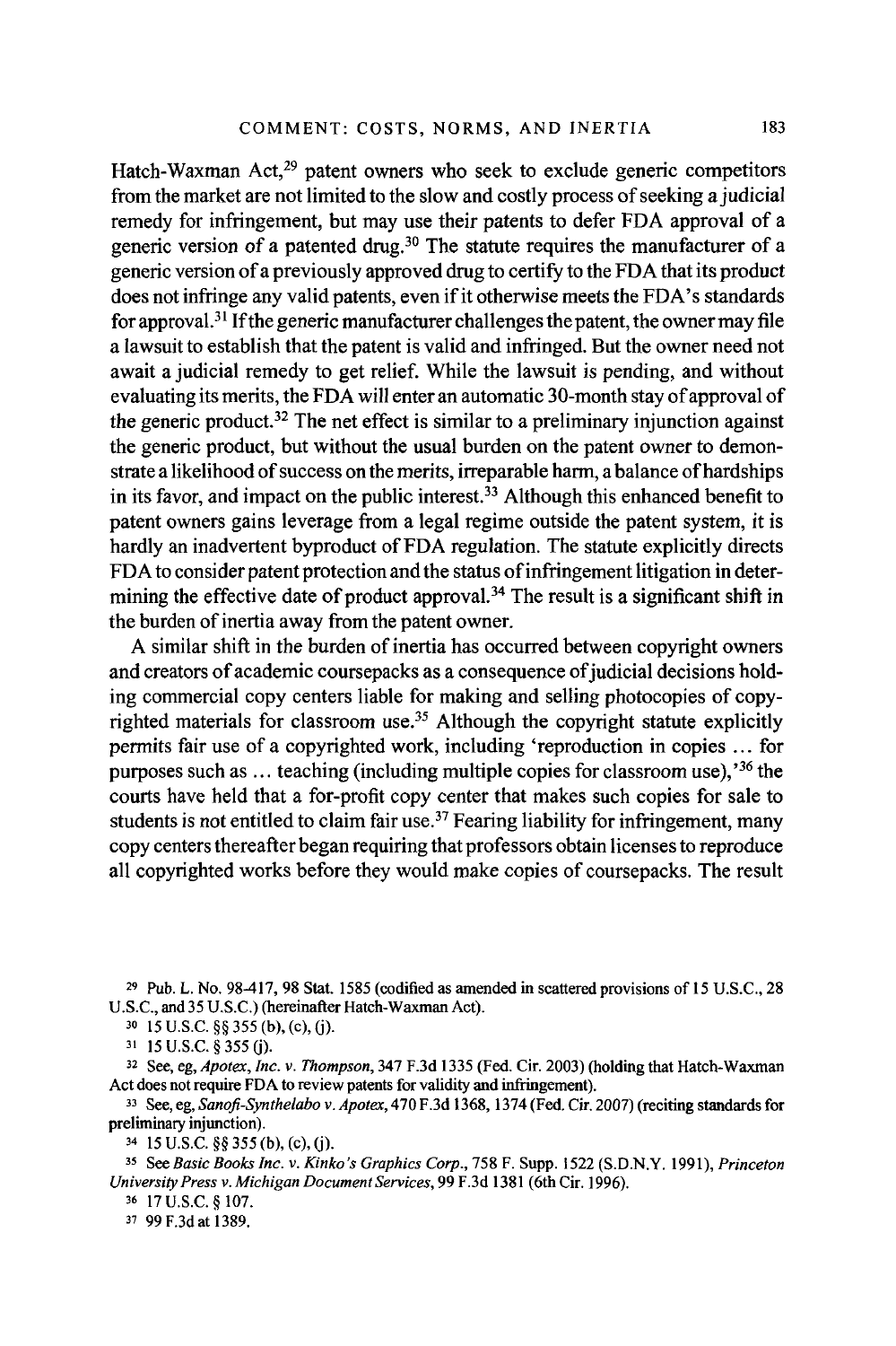Hatch-Waxman Act,[29] patent owners who seek to exclude generic competitors from the market are not limited to the slow and costly process of seeking a judicial remedy for infringement, but may use their patents to defer FDA approval of a generic version of a patented drug.[30] The statute requires the manufacturer of a generic version of a previously approved drug to certify to the FDA that its product does not infringe any valid patents, even if it otherwise meets the FDA's standards for approval.[31] If the generic manufacturer challenges the patent, the owner may file a lawsuit to establish that the patent is valid and infringed. But the owner need not await a judicial remedy to get relief. While the lawsuit is pending, and without evaluating its merits, the FDA will enter an automatic 30-month stay of approval of the generic product.[32] The net effect is similar to a preliminary injunction against the generic product, but without the usual burden on the patent owner to demonstrate a likelihood of success on the merits, irreparable harm, a balance of hardships in its favor, and impact on the public interest.[33] Although this enhanced benefit to patent owners gains leverage from a legal regime outside the patent system, it is hardly an inadvertent byproduct of FDA regulation. The statute explicitly directs FDA to consider patent protection and the status of infringement litigation in determining the effective date of product approval.[34] The result is a significant shift in the burden of inertia away from the patent owner.

A similar shift in the burden of inertia has occurred between copyright owners and creators of academic coursepacks as a consequence of judicial decisions holding commercial copy centers liable for making and selling photocopies of copyrighted materials for classroom use.[35] Although the copyright statute explicitly permits fair use of a copyrighted work, including 'reproduction in copies … for purposes such as … teaching (including multiple copies for classroom use),'[36] the courts have held that a for-profit copy center that makes such copies for sale to students is not entitled to claim fair use.[37] Fearing liability for infringement, many copy centers thereafter began requiring that professors obtain licenses to reproduce all copyrighted works before they would make copies of coursepacks. The result

---

[29] Pub. L. No. 98-417, 98 Stat. 1585 (codified as amended in scattered provisions of 15 U.S.C., 28 U.S.C., and 35 U.S.C.) (hereinafter Hatch-Waxman Act).

[30] 15 U.S.C. §§ 355 (b), (c), (j).

[31] 15 U.S.C. § 355 (j).

[32] See, eg, *Apotex, Inc. v. Thompson*, 347 F.3d 1335 (Fed. Cir. 2003) (holding that Hatch-Waxman Act does not require FDA to review patents for validity and infringement).

[33] See, eg, *Sanofi-Synthelabo v. Apotex*, 470 F.3d 1368, 1374 (Fed. Cir. 2007) (reciting standards for preliminary injunction).

[34] 15 U.S.C. §§ 355 (b), (c), (j).

[35] See *Basic Books Inc. v. Kinko's Graphics Corp.*, 758 F. Supp. 1522 (S.D.N.Y. 1991), *Princeton University Press v. Michigan Document Services*, 99 F.3d 1381 (6th Cir. 1996).

[36] 17 U.S.C. § 107.

[37] 99 F.3d at 1389.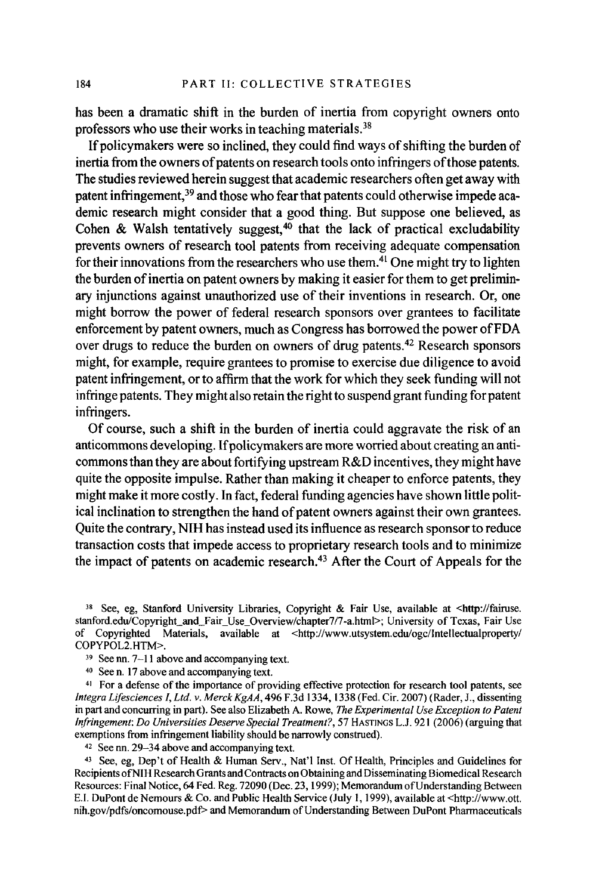has been a dramatic shift in the burden of inertia from copyright owners onto professors who use their works in teaching materials.[38]

If policymakers were so inclined, they could find ways of shifting the burden of inertia from the owners of patents on research tools onto infringers of those patents. The studies reviewed herein suggest that academic researchers often get away with patent infringement,[39] and those who fear that patents could otherwise impede academic research might consider that a good thing. But suppose one believed, as Cohen & Walsh tentatively suggest,[40] that the lack of practical excludability prevents owners of research tool patents from receiving adequate compensation for their innovations from the researchers who use them.[41] One might try to lighten the burden of inertia on patent owners by making it easier for them to get preliminary injunctions against unauthorized use of their inventions in research. Or, one might borrow the power of federal research sponsors over grantees to facilitate enforcement by patent owners, much as Congress has borrowed the power of FDA over drugs to reduce the burden on owners of drug patents.[42] Research sponsors might, for example, require grantees to promise to exercise due diligence to avoid patent infringement, or to affirm that the work for which they seek funding will not infringe patents. They might also retain the right to suspend grant funding for patent infringers.

Of course, such a shift in the burden of inertia could aggravate the risk of an anticommons developing. If policymakers are more worried about creating an anticommons than they are about fortifying upstream R&D incentives, they might have quite the opposite impulse. Rather than making it cheaper to enforce patents, they might make it more costly. In fact, federal funding agencies have shown little political inclination to strengthen the hand of patent owners against their own grantees. Quite the contrary, NIH has instead used its influence as research sponsor to reduce transaction costs that impede access to proprietary research tools and to minimize the impact of patents on academic research.[43] After the Court of Appeals for the

---

[38] See, eg, Stanford University Libraries, Copyright & Fair Use, available at <http://fairuse.stanford.edu/Copyright_and_Fair_Use_Overview/chapter7/7-a.html>; University of Texas, Fair Use of Copyrighted Materials, available at <http://www.utsystem.edu/ogc/Intellectualproperty/COPYPOL2.HTM>.

[39] See nn. 7–11 above and accompanying text.

[40] See n. 17 above and accompanying text.

[41] For a defense of the importance of providing effective protection for research tool patents, see *Integra Lifesciences I, Ltd. v. Merck KgAA*, 496 F.3d 1334, 1338 (Fed. Cir. 2007) (Rader, J., dissenting in part and concurring in part). See also Elizabeth A. Rowe, *The Experimental Use Exception to Patent Infringement: Do Universities Deserve Special Treatment?*, 57 HASTINGS L.J. 921 (2006) (arguing that exemptions from infringement liability should be narrowly construed).

[42] See nn. 29–34 above and accompanying text.

[43] See, eg, Dep't of Health & Human Serv., Nat'l Inst. Of Health, Principles and Guidelines for Recipients of NIH Research Grants and Contracts on Obtaining and Disseminating Biomedical Research Resources: Final Notice, 64 Fed. Reg. 72090 (Dec. 23, 1999); Memorandum of Understanding Between E.I. DuPont de Nemours & Co. and Public Health Service (July 1, 1999), available at <http://www.ott.nih.gov/pdfs/oncomouse.pdf> and Memorandum of Understanding Between DuPont Pharmaceuticals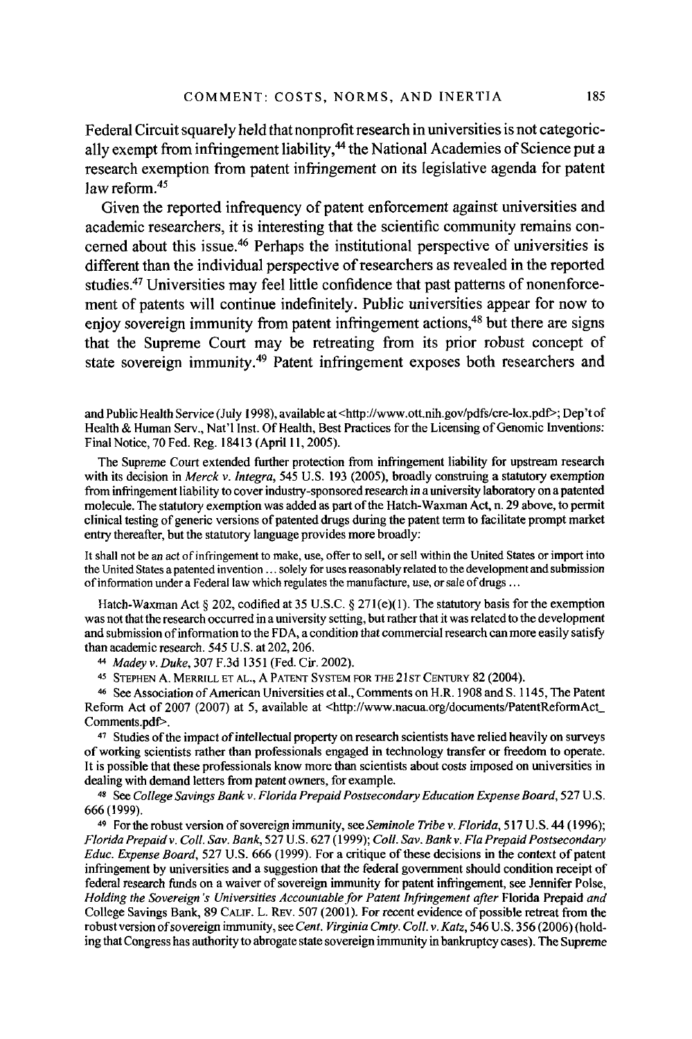Federal Circuit squarely held that nonprofit research in universities is not categorically exempt from infringement liability,[44] the National Academies of Science put a research exemption from patent infringement on its legislative agenda for patent law reform.[45]

Given the reported infrequency of patent enforcement against universities and academic researchers, it is interesting that the scientific community remains concerned about this issue.[46] Perhaps the institutional perspective of universities is different than the individual perspective of researchers as revealed in the reported studies.[47] Universities may feel little confidence that past patterns of nonenforcement of patents will continue indefinitely. Public universities appear for now to enjoy sovereign immunity from patent infringement actions,[48] but there are signs that the Supreme Court may be retreating from its prior robust concept of state sovereign immunity.[49] Patent infringement exposes both researchers and

---

and Public Health Service (July 1998), available at <http://www.ott.nih.gov/pdfs/cre-lox.pdf>; Dep't of Health & Human Serv., Nat'l Inst. Of Health, Best Practices for the Licensing of Genomic Inventions: Final Notice, 70 Fed. Reg. 18413 (April 11, 2005).

The Supreme Court extended further protection from infringement liability for upstream research with its decision in *Merck v. Integra*, 545 U.S. 193 (2005), broadly construing a statutory exemption from infringement liability to cover industry-sponsored research in a university laboratory on a patented molecule. The statutory exemption was added as part of the Hatch-Waxman Act, n. 29 above, to permit clinical testing of generic versions of patented drugs during the patent term to facilitate prompt market entry thereafter, but the statutory language provides more broadly:

> It shall not be an act of infringement to make, use, offer to sell, or sell within the United States or import into the United States a patented invention ... solely for uses reasonably related to the development and submission of information under a Federal law which regulates the manufacture, use, or sale of drugs ...

Hatch-Waxman Act § 202, codified at 35 U.S.C. § 271(e)(1). The statutory basis for the exemption was not that the research occurred in a university setting, but rather that it was related to the development and submission of information to the FDA, a condition that commercial research can more easily satisfy than academic research. 545 U.S. at 202, 206.

[44] *Madey v. Duke*, 307 F.3d 1351 (Fed. Cir. 2002).

[45] Stephen A. Merrill et al., A Patent System for the 21st Century 82 (2004).

[46] See Association of American Universities et al., Comments on H.R. 1908 and S. 1145, The Patent Reform Act of 2007 (2007) at 5, available at <http://www.nacua.org/documents/PatentReformAct_Comments.pdf>.

[47] Studies of the impact of intellectual property on research scientists have relied heavily on surveys of working scientists rather than professionals engaged in technology transfer or freedom to operate. It is possible that these professionals know more than scientists about costs imposed on universities in dealing with demand letters from patent owners, for example.

[48] See *College Savings Bank v. Florida Prepaid Postsecondary Education Expense Board*, 527 U.S. 666 (1999).

[49] For the robust version of sovereign immunity, see *Seminole Tribe v. Florida*, 517 U.S. 44 (1996); *Florida Prepaid v. Coll. Sav. Bank*, 527 U.S. 627 (1999); *Coll. Sav. Bank v. Fla Prepaid Postsecondary Educ. Expense Board*, 527 U.S. 666 (1999). For a critique of these decisions in the context of patent infringement by universities and a suggestion that the federal government should condition receipt of federal research funds on a waiver of sovereign immunity for patent infringement, see Jennifer Polse, *Holding the Sovereign's Universities Accountable for Patent Infringement after* Florida Prepaid *and* College Savings Bank, 89 Calif. L. Rev. 507 (2001). For recent evidence of possible retreat from the robust version of sovereign immunity, see *Cent. Virginia Cmty. Coll. v. Katz*, 546 U.S. 356 (2006) (holding that Congress has authority to abrogate state sovereign immunity in bankruptcy cases). The Supreme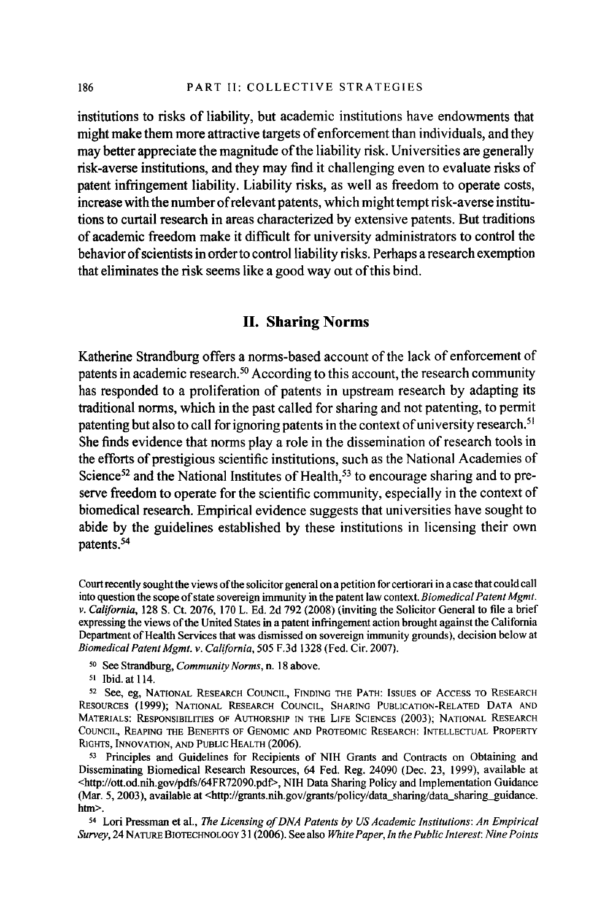institutions to risks of liability, but academic institutions have endowments that might make them more attractive targets of enforcement than individuals, and they may better appreciate the magnitude of the liability risk. Universities are generally risk-averse institutions, and they may find it challenging even to evaluate risks of patent infringement liability. Liability risks, as well as freedom to operate costs, increase with the number of relevant patents, which might tempt risk-averse institutions to curtail research in areas characterized by extensive patents. But traditions of academic freedom make it difficult for university administrators to control the behavior of scientists in order to control liability risks. Perhaps a research exemption that eliminates the risk seems like a good way out of this bind.

## II. Sharing Norms

Katherine Strandburg offers a norms-based account of the lack of enforcement of patents in academic research.[50] According to this account, the research community has responded to a proliferation of patents in upstream research by adapting its traditional norms, which in the past called for sharing and not patenting, to permit patenting but also to call for ignoring patents in the context of university research.[51] She finds evidence that norms play a role in the dissemination of research tools in the efforts of prestigious scientific institutions, such as the National Academies of Science[52] and the National Institutes of Health,[53] to encourage sharing and to preserve freedom to operate for the scientific community, especially in the context of biomedical research. Empirical evidence suggests that universities have sought to abide by the guidelines established by these institutions in licensing their own patents.[54]

Court recently sought the views of the solicitor general on a petition for certiorari in a case that could call into question the scope of state sovereign immunity in the patent law context. *Biomedical Patent Mgmt. v. California*, 128 S. Ct. 2076, 170 L. Ed. 2d 792 (2008) (inviting the Solicitor General to file a brief expressing the views of the United States in a patent infringement action brought against the California Department of Health Services that was dismissed on sovereign immunity grounds), decision below at *Biomedical Patent Mgmt. v. California*, 505 F.3d 1328 (Fed. Cir. 2007).

[50] See Strandburg, *Community Norms*, n. 18 above.

[51] Ibid. at 114.

[52] See, eg, NATIONAL RESEARCH COUNCIL, FINDING THE PATH: ISSUES OF ACCESS TO RESEARCH RESOURCES (1999); NATIONAL RESEARCH COUNCIL, SHARING PUBLICATION-RELATED DATA AND MATERIALS: RESPONSIBILITIES OF AUTHORSHIP IN THE LIFE SCIENCES (2003); NATIONAL RESEARCH COUNCIL, REAPING THE BENEFITS OF GENOMIC AND PROTEOMIC RESEARCH: INTELLECTUAL PROPERTY RIGHTS, INNOVATION, AND PUBLIC HEALTH (2006).

[53] Principles and Guidelines for Recipients of NIH Grants and Contracts on Obtaining and Disseminating Biomedical Research Resources, 64 Fed. Reg. 24090 (Dec. 23, 1999), available at <http://ott.od.nih.gov/pdfs/64FR72090.pdf>, NIH Data Sharing Policy and Implementation Guidance (Mar. 5, 2003), available at <http://grants.nih.gov/grants/policy/data_sharing/data_sharing_guidance.htm>.

[54] Lori Pressman et al., *The Licensing of DNA Patents by US Academic Institutions: An Empirical Survey*, 24 NATURE BIOTECHNOLOGY 31 (2006). See also *White Paper, In the Public Interest: Nine Points*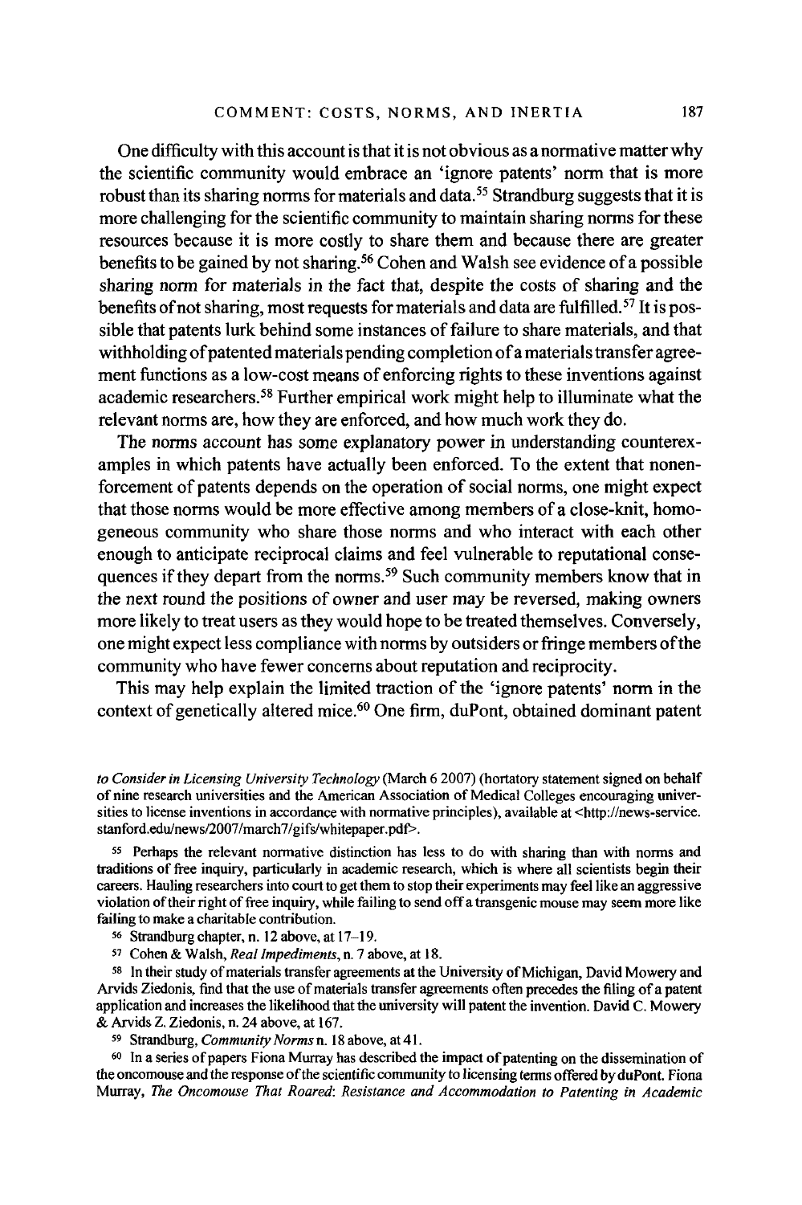One difficulty with this account is that it is not obvious as a normative matter why the scientific community would embrace an 'ignore patents' norm that is more robust than its sharing norms for materials and data.[55] Strandburg suggests that it is more challenging for the scientific community to maintain sharing norms for these resources because it is more costly to share them and because there are greater benefits to be gained by not sharing.[56] Cohen and Walsh see evidence of a possible sharing norm for materials in the fact that, despite the costs of sharing and the benefits of not sharing, most requests for materials and data are fulfilled.[57] It is possible that patents lurk behind some instances of failure to share materials, and that withholding of patented materials pending completion of a materials transfer agreement functions as a low-cost means of enforcing rights to these inventions against academic researchers.[58] Further empirical work might help to illuminate what the relevant norms are, how they are enforced, and how much work they do.

The norms account has some explanatory power in understanding counterexamples in which patents have actually been enforced. To the extent that nonenforcement of patents depends on the operation of social norms, one might expect that those norms would be more effective among members of a close-knit, homogeneous community who share those norms and who interact with each other enough to anticipate reciprocal claims and feel vulnerable to reputational consequences if they depart from the norms.[59] Such community members know that in the next round the positions of owner and user may be reversed, making owners more likely to treat users as they would hope to be treated themselves. Conversely, one might expect less compliance with norms by outsiders or fringe members of the community who have fewer concerns about reputation and reciprocity.

This may help explain the limited traction of the 'ignore patents' norm in the context of genetically altered mice.[60] One firm, duPont, obtained dominant patent

---

*to Consider in Licensing University Technology* (March 6 2007) (hortatory statement signed on behalf of nine research universities and the American Association of Medical Colleges encouraging universities to license inventions in accordance with normative principles), available at <http://news-service.stanford.edu/news/2007/march7/gifs/whitepaper.pdf>.

[55] Perhaps the relevant normative distinction has less to do with sharing than with norms and traditions of free inquiry, particularly in academic research, which is where all scientists begin their careers. Hauling researchers into court to get them to stop their experiments may feel like an aggressive violation of their right of free inquiry, while failing to send off a transgenic mouse may seem more like failing to make a charitable contribution.

[56] Strandburg chapter, n. 12 above, at 17–19.

[57] Cohen & Walsh, *Real Impediments*, n. 7 above, at 18.

[58] In their study of materials transfer agreements at the University of Michigan, David Mowery and Arvids Ziedonis, find that the use of materials transfer agreements often precedes the filing of a patent application and increases the likelihood that the university will patent the invention. David C. Mowery & Arvids Z. Ziedonis, n. 24 above, at 167.

[59] Strandburg, *Community Norms* n. 18 above, at 41.

[60] In a series of papers Fiona Murray has described the impact of patenting on the dissemination of the oncomouse and the response of the scientific community to licensing terms offered by duPont. Fiona Murray, *The Oncomouse That Roared: Resistance and Accommodation to Patenting in Academic*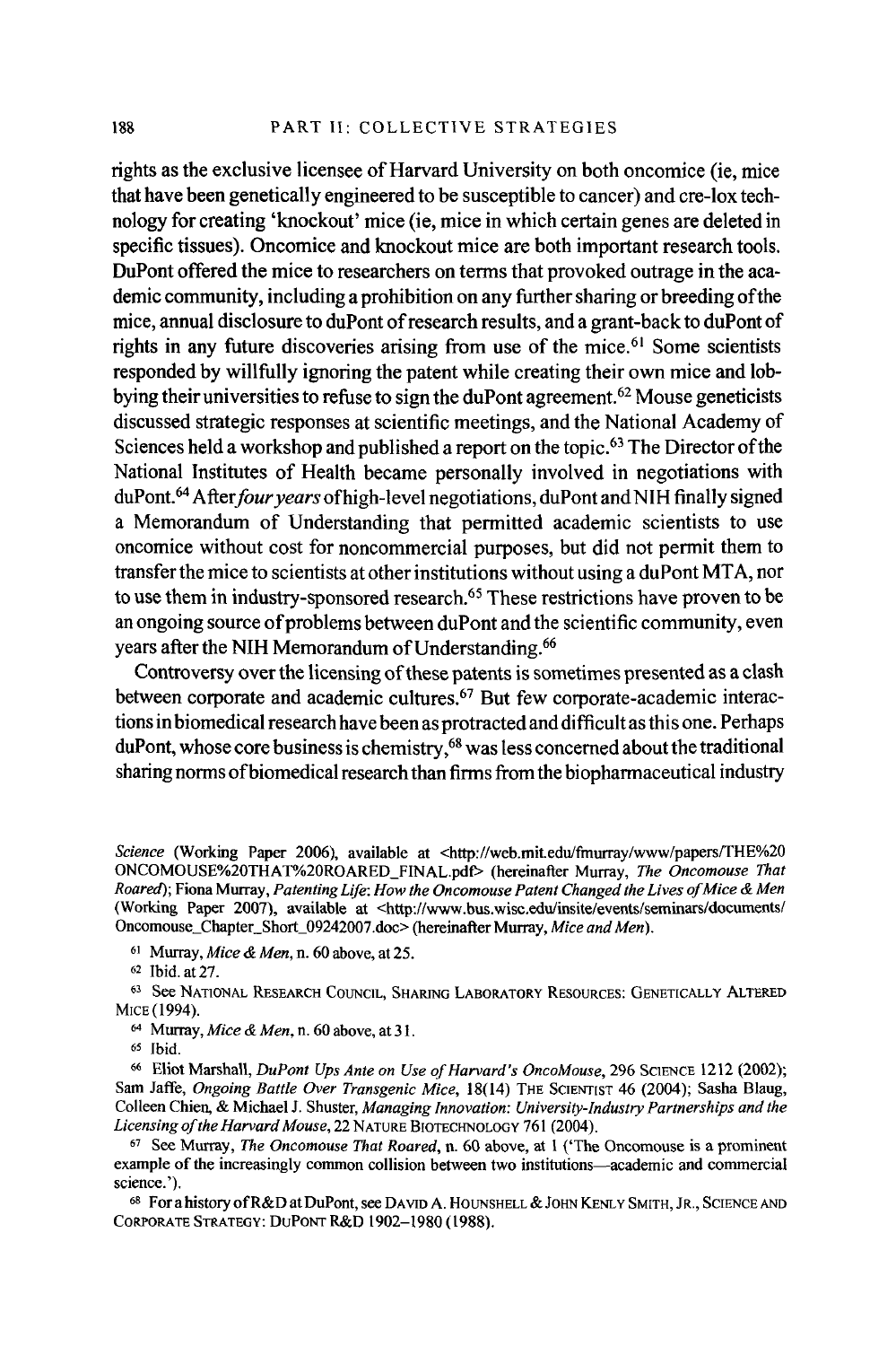rights as the exclusive licensee of Harvard University on both oncomice (ie, mice that have been genetically engineered to be susceptible to cancer) and cre-lox technology for creating 'knockout' mice (ie, mice in which certain genes are deleted in specific tissues). Oncomice and knockout mice are both important research tools. DuPont offered the mice to researchers on terms that provoked outrage in the academic community, including a prohibition on any further sharing or breeding of the mice, annual disclosure to duPont of research results, and a grant-back to duPont of rights in any future discoveries arising from use of the mice.[61] Some scientists responded by willfully ignoring the patent while creating their own mice and lobbying their universities to refuse to sign the duPont agreement.[62] Mouse geneticists discussed strategic responses at scientific meetings, and the National Academy of Sciences held a workshop and published a report on the topic.[63] The Director of the National Institutes of Health became personally involved in negotiations with duPont.[64] After *four years* of high-level negotiations, duPont and NIH finally signed a Memorandum of Understanding that permitted academic scientists to use oncomice without cost for noncommercial purposes, but did not permit them to transfer the mice to scientists at other institutions without using a duPont MTA, nor to use them in industry-sponsored research.[65] These restrictions have proven to be an ongoing source of problems between duPont and the scientific community, even years after the NIH Memorandum of Understanding.[66]

Controversy over the licensing of these patents is sometimes presented as a clash between corporate and academic cultures.[67] But few corporate-academic interactions in biomedical research have been as protracted and difficult as this one. Perhaps duPont, whose core business is chemistry,[68] was less concerned about the traditional sharing norms of biomedical research than firms from the biopharmaceutical industry

*Science* (Working Paper 2006), available at <http://web.mit.edu/fmurray/www/papers/THE%20ONCOMOUSE%20THAT%20ROARED_FINAL.pdf> (hereinafter Murray, *The Oncomouse That Roared*); Fiona Murray, *Patenting Life: How the Oncomouse Patent Changed the Lives of Mice & Men* (Working Paper 2007), available at <http://www.bus.wisc.edu/insite/events/seminars/documents/Oncomouse_Chapter_Short_09242007.doc> (hereinafter Murray, *Mice and Men*).

[61] Murray, *Mice & Men*, n. 60 above, at 25.

[62] Ibid. at 27.

[63] See National Research Council, Sharing Laboratory Resources: Genetically Altered Mice (1994).

[64] Murray, *Mice & Men*, n. 60 above, at 31.

[65] Ibid.

[66] Eliot Marshall, *DuPont Ups Ante on Use of Harvard's OncoMouse*, 296 Science 1212 (2002); Sam Jaffe, *Ongoing Battle Over Transgenic Mice*, 18(14) The Scientist 46 (2004); Sasha Blaug, Colleen Chien, & Michael J. Shuster, *Managing Innovation: University-Industry Partnerships and the Licensing of the Harvard Mouse*, 22 Nature Biotechnology 761 (2004).

[67] See Murray, *The Oncomouse That Roared*, n. 60 above, at 1 ('The Oncomouse is a prominent example of the increasingly common collision between two institutions—academic and commercial science.').

[68] For a history of R&D at DuPont, see David A. Hounshell & John Kenly Smith, Jr., Science and Corporate Strategy: DuPont R&D 1902–1980 (1988).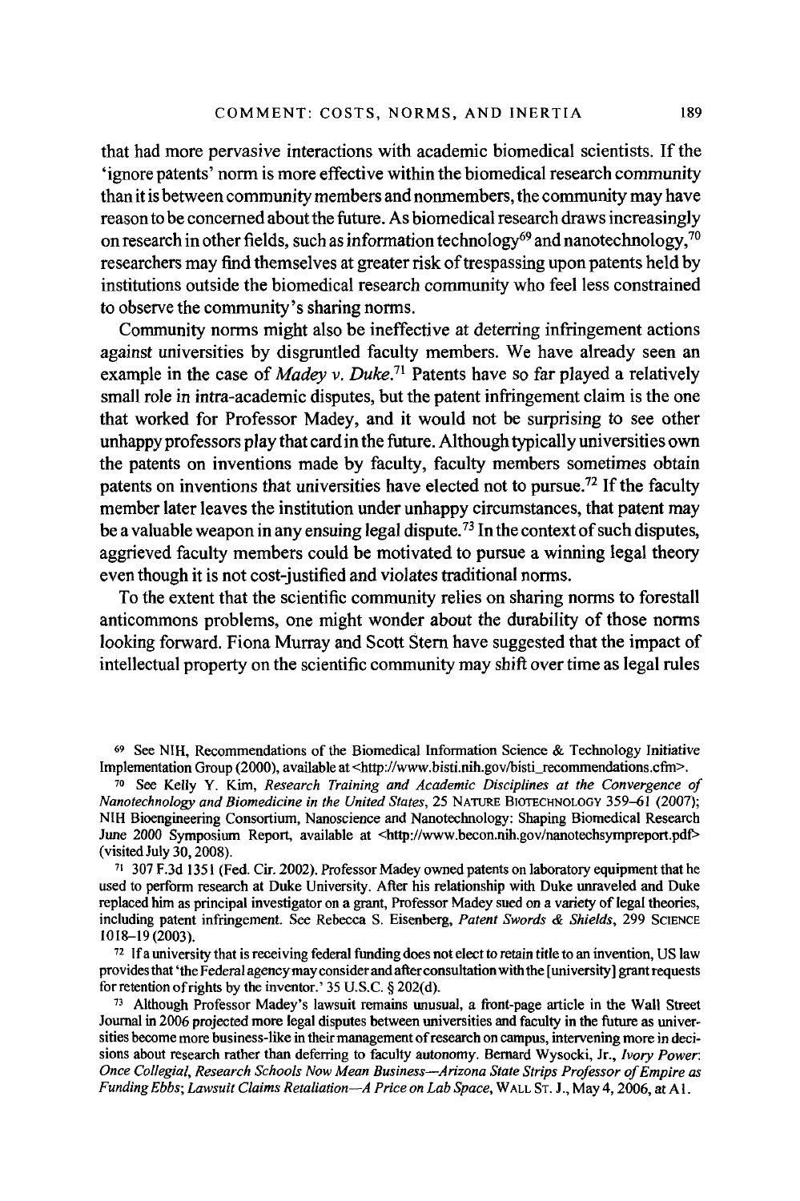that had more pervasive interactions with academic biomedical scientists. If the 'ignore patents' norm is more effective within the biomedical research community than it is between community members and nonmembers, the community may have reason to be concerned about the future. As biomedical research draws increasingly on research in other fields, such as information technology[69] and nanotechnology,[70] researchers may find themselves at greater risk of trespassing upon patents held by institutions outside the biomedical research community who feel less constrained to observe the community's sharing norms.

Community norms might also be ineffective at deterring infringement actions against universities by disgruntled faculty members. We have already seen an example in the case of *Madey v. Duke*.[71] Patents have so far played a relatively small role in intra-academic disputes, but the patent infringement claim is the one that worked for Professor Madey, and it would not be surprising to see other unhappy professors play that card in the future. Although typically universities own the patents on inventions made by faculty, faculty members sometimes obtain patents on inventions that universities have elected not to pursue.[72] If the faculty member later leaves the institution under unhappy circumstances, that patent may be a valuable weapon in any ensuing legal dispute.[73] In the context of such disputes, aggrieved faculty members could be motivated to pursue a winning legal theory even though it is not cost-justified and violates traditional norms.

To the extent that the scientific community relies on sharing norms to forestall anticommons problems, one might wonder about the durability of those norms looking forward. Fiona Murray and Scott Stern have suggested that the impact of intellectual property on the scientific community may shift over time as legal rules

---

[69] See NIH, Recommendations of the Biomedical Information Science & Technology Initiative Implementation Group (2000), available at <http://www.bisti.nih.gov/bisti_recommendations.cfm>.

[70] See Kelly Y. Kim, *Research Training and Academic Disciplines at the Convergence of Nanotechnology and Biomedicine in the United States*, 25 NATURE BIOTECHNOLOGY 359–61 (2007); NIH Bioengineering Consortium, Nanoscience and Nanotechnology: Shaping Biomedical Research June 2000 Symposium Report, available at <http://www.becon.nih.gov/nanotechsympreport.pdf> (visited July 30, 2008).

[71] 307 F.3d 1351 (Fed. Cir. 2002). Professor Madey owned patents on laboratory equipment that he used to perform research at Duke University. After his relationship with Duke unraveled and Duke replaced him as principal investigator on a grant, Professor Madey sued on a variety of legal theories, including patent infringement. See Rebecca S. Eisenberg, *Patent Swords & Shields*, 299 SCIENCE 1018–19 (2003).

[72] If a university that is receiving federal funding does not elect to retain title to an invention, US law provides that 'the Federal agency may consider and after consultation with the [university] grant requests for retention of rights by the inventor.' 35 U.S.C. § 202(d).

[73] Although Professor Madey's lawsuit remains unusual, a front-page article in the Wall Street Journal in 2006 projected more legal disputes between universities and faculty in the future as universities become more business-like in their management of research on campus, intervening more in decisions about research rather than deferring to faculty autonomy. Bernard Wysocki, Jr., *Ivory Power: Once Collegial, Research Schools Now Mean Business—Arizona State Strips Professor of Empire as Funding Ebbs; Lawsuit Claims Retaliation—A Price on Lab Space*, WALL ST. J., May 4, 2006, at A1.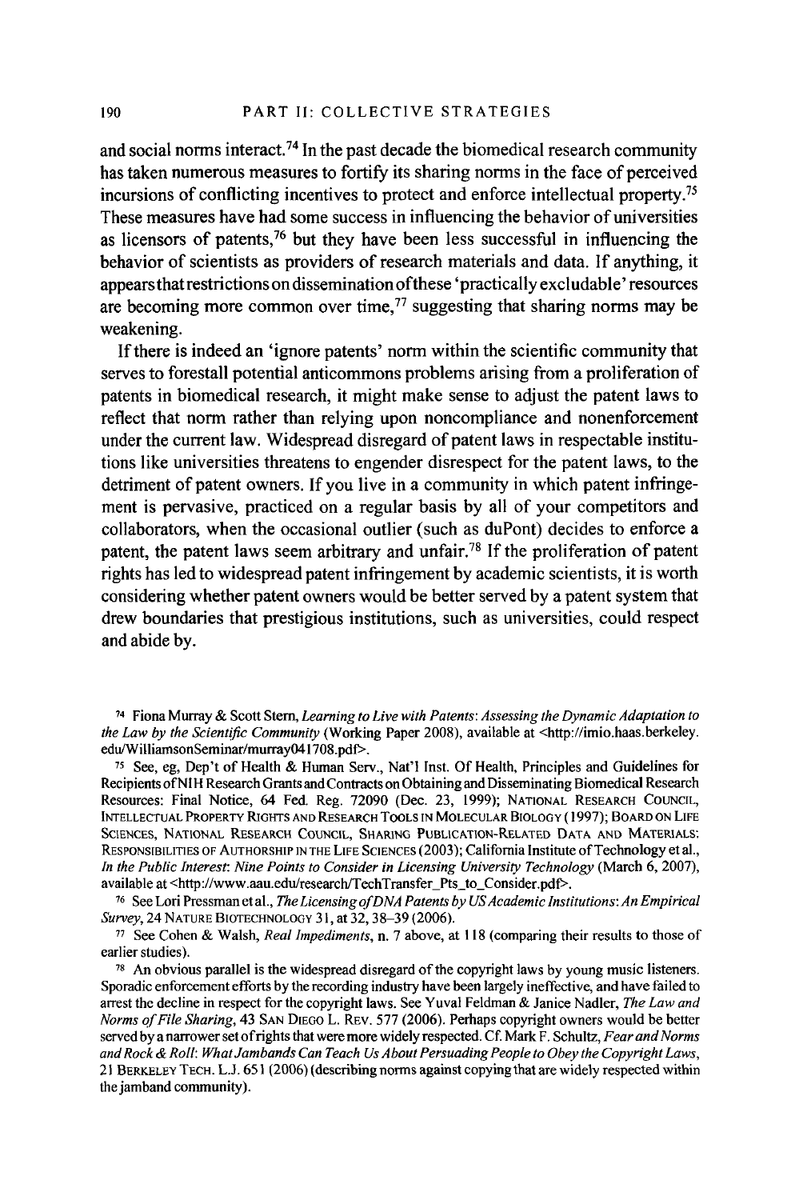and social norms interact.[74] In the past decade the biomedical research community has taken numerous measures to fortify its sharing norms in the face of perceived incursions of conflicting incentives to protect and enforce intellectual property.[75] These measures have had some success in influencing the behavior of universities as licensors of patents,[76] but they have been less successful in influencing the behavior of scientists as providers of research materials and data. If anything, it appears that restrictions on dissemination of these 'practically excludable' resources are becoming more common over time,[77] suggesting that sharing norms may be weakening.

If there is indeed an 'ignore patents' norm within the scientific community that serves to forestall potential anticommons problems arising from a proliferation of patents in biomedical research, it might make sense to adjust the patent laws to reflect that norm rather than relying upon noncompliance and nonenforcement under the current law. Widespread disregard of patent laws in respectable institutions like universities threatens to engender disrespect for the patent laws, to the detriment of patent owners. If you live in a community in which patent infringement is pervasive, practiced on a regular basis by all of your competitors and collaborators, when the occasional outlier (such as duPont) decides to enforce a patent, the patent laws seem arbitrary and unfair.[78] If the proliferation of patent rights has led to widespread patent infringement by academic scientists, it is worth considering whether patent owners would be better served by a patent system that drew boundaries that prestigious institutions, such as universities, could respect and abide by.

---

[74] Fiona Murray & Scott Stern, *Learning to Live with Patents: Assessing the Dynamic Adaptation to the Law by the Scientific Community* (Working Paper 2008), available at <http://imio.haas.berkeley.edu/WilliamsonSeminar/murray041708.pdf>.

[75] See, eg, Dep't of Health & Human Serv., Nat'l Inst. Of Health, Principles and Guidelines for Recipients of NIH Research Grants and Contracts on Obtaining and Disseminating Biomedical Research Resources: Final Notice, 64 Fed. Reg. 72090 (Dec. 23, 1999); NATIONAL RESEARCH COUNCIL, INTELLECTUAL PROPERTY RIGHTS AND RESEARCH TOOLS IN MOLECULAR BIOLOGY (1997); BOARD ON LIFE SCIENCES, NATIONAL RESEARCH COUNCIL, SHARING PUBLICATION-RELATED DATA AND MATERIALS: RESPONSIBILITIES OF AUTHORSHIP IN THE LIFE SCIENCES (2003); California Institute of Technology et al., *In the Public Interest: Nine Points to Consider in Licensing University Technology* (March 6, 2007), available at <http://www.aau.edu/research/TechTransfer_Pts_to_Consider.pdf>.

[76] See Lori Pressman et al., *The Licensing of DNA Patents by US Academic Institutions: An Empirical Survey*, 24 NATURE BIOTECHNOLOGY 31, at 32, 38–39 (2006).

[77] See Cohen & Walsh, *Real Impediments*, n. 7 above, at 118 (comparing their results to those of earlier studies).

[78] An obvious parallel is the widespread disregard of the copyright laws by young music listeners. Sporadic enforcement efforts by the recording industry have been largely ineffective, and have failed to arrest the decline in respect for the copyright laws. See Yuval Feldman & Janice Nadler, *The Law and Norms of File Sharing*, 43 SAN DIEGO L. REV. 577 (2006). Perhaps copyright owners would be better served by a narrower set of rights that were more widely respected. Cf. Mark F. Schultz, *Fear and Norms and Rock & Roll: What Jambands Can Teach Us About Persuading People to Obey the Copyright Laws*, 21 BERKELEY TECH. L.J. 651 (2006) (describing norms against copying that are widely respected within the jamband community).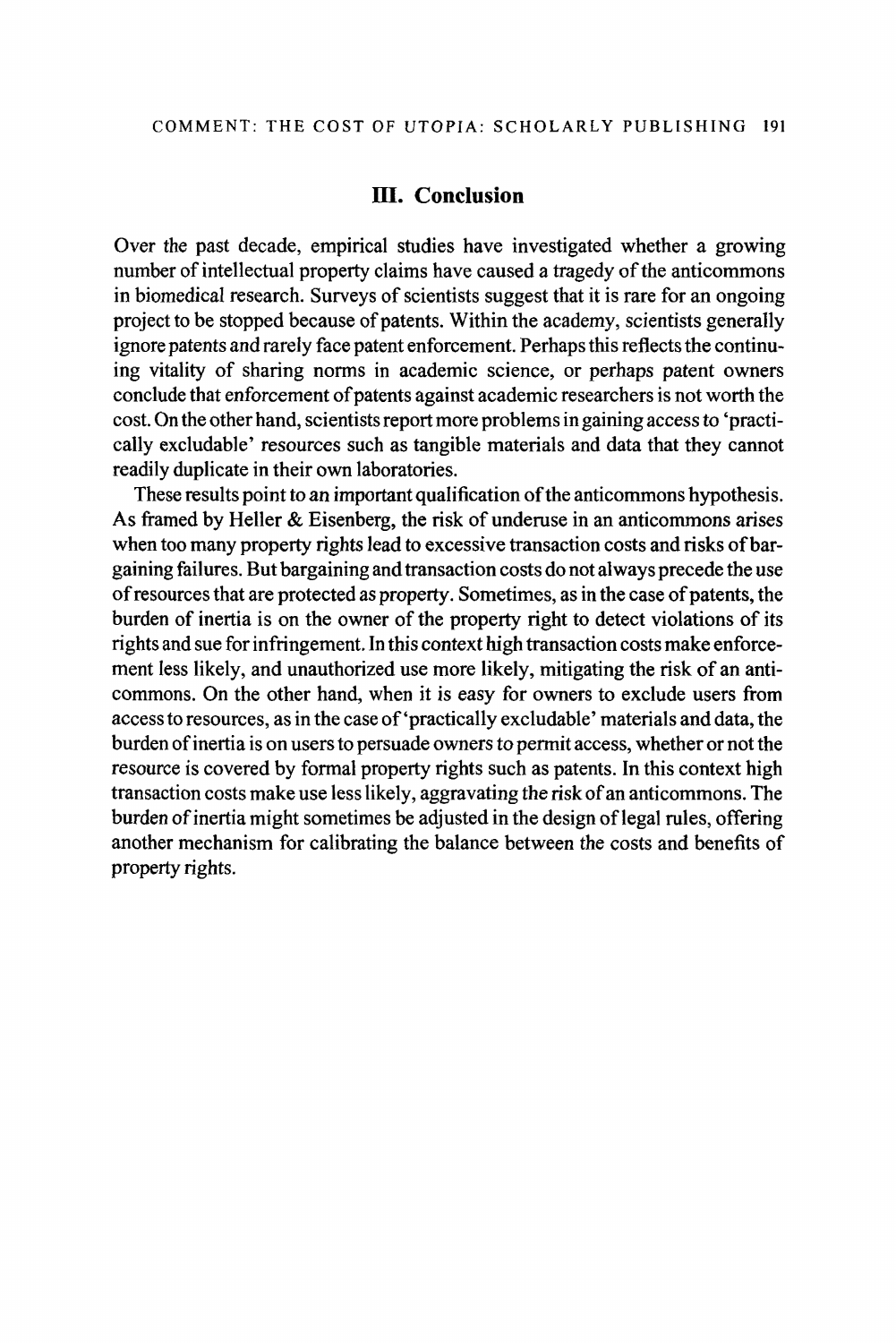## III. Conclusion

Over the past decade, empirical studies have investigated whether a growing number of intellectual property claims have caused a tragedy of the anticommons in biomedical research. Surveys of scientists suggest that it is rare for an ongoing project to be stopped because of patents. Within the academy, scientists generally ignore patents and rarely face patent enforcement. Perhaps this reflects the continuing vitality of sharing norms in academic science, or perhaps patent owners conclude that enforcement of patents against academic researchers is not worth the cost. On the other hand, scientists report more problems in gaining access to 'practically excludable' resources such as tangible materials and data that they cannot readily duplicate in their own laboratories.

These results point to an important qualification of the anticommons hypothesis. As framed by Heller & Eisenberg, the risk of underuse in an anticommons arises when too many property rights lead to excessive transaction costs and risks of bargaining failures. But bargaining and transaction costs do not always precede the use of resources that are protected as property. Sometimes, as in the case of patents, the burden of inertia is on the owner of the property right to detect violations of its rights and sue for infringement. In this context high transaction costs make enforcement less likely, and unauthorized use more likely, mitigating the risk of an anticommons. On the other hand, when it is easy for owners to exclude users from access to resources, as in the case of 'practically excludable' materials and data, the burden of inertia is on users to persuade owners to permit access, whether or not the resource is covered by formal property rights such as patents. In this context high transaction costs make use less likely, aggravating the risk of an anticommons. The burden of inertia might sometimes be adjusted in the design of legal rules, offering another mechanism for calibrating the balance between the costs and benefits of property rights.